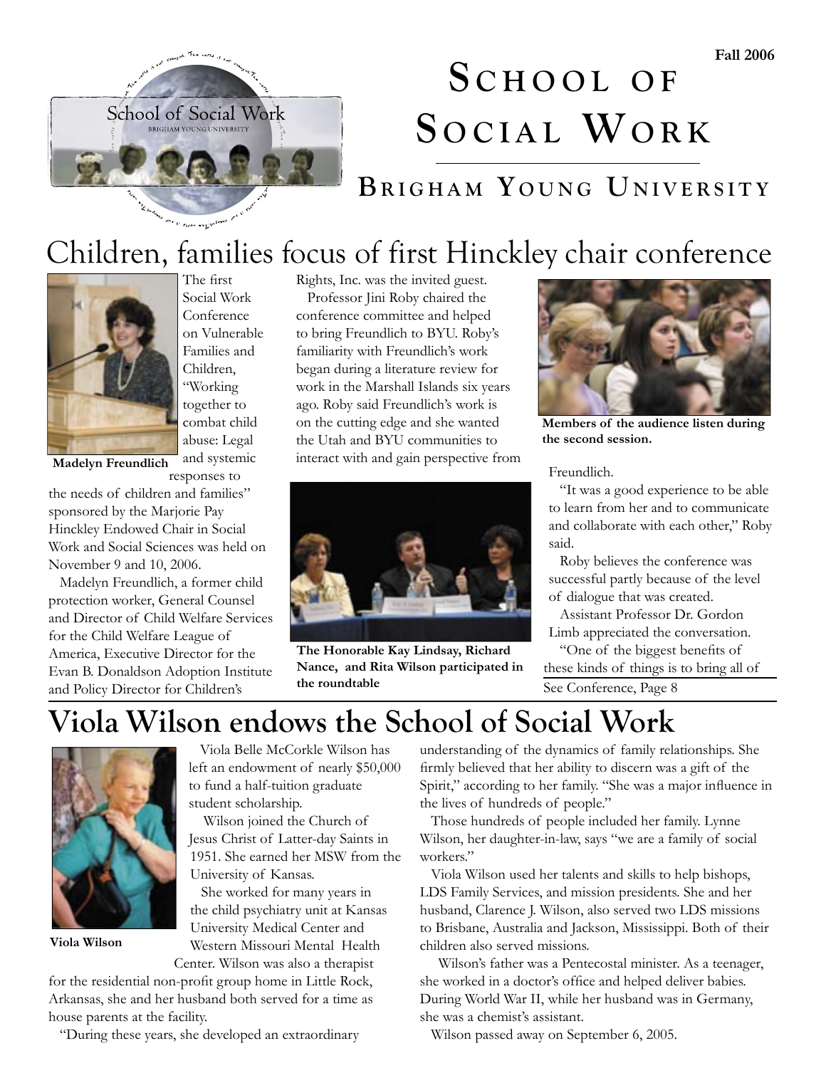# School of Social Work

## Brigham Young University

Fall 2006

## Children, families focus of first Hinckley chair conference

The first Social Work Conference on Vulnerable Families and Children, "Working together to combat child abuse: Legal and systemic responses to the needs of children and families" sponsored by the Marjorie Pay Hinckley Endowed Chair in Social Work and Social Sciences was held on November 9 and 10, 2006.

**Madelyn Freundlich**

Madelyn Freundlich, a former child protection worker, General Counsel and Director of Child Welfare Services for the Child Welfare League of America, Executive Director for the Evan B. Donaldson Adoption Institute and Policy Director for Children's Rights, Inc. was the invited guest.

Professor Jini Roby chaired the conference committee and helped to bring Freundlich to BYU. Roby's familiarity with Freundlich's work began during a literature review for work in the Marshall Islands six years ago. Roby said Freundlich's work is on the cutting edge and she wanted the Utah and BYU communities to interact with and gain perspective from Freundlich.

**The Honorable Kay Lindsay, Richard Nance, and Rita Wilson participated in the roundtable**

**Members of the audience listen during the second session.**

"It was a good experience to be able to learn from her and to communicate and collaborate with each other," Roby said.

Roby believes the conference was successful partly because of the level of dialogue that was created.

Assistant Professor Dr. Gordon Limb appreciated the conversation.

"One of the biggest benefits of these kinds of things is to bring all of

See Conference, Page 8

## Viola Wilson endows the School of Social Work

**Viola Wilson**

Viola Belle McCorkle Wilson has left an endowment of nearly $50,000 to fund a half-tuition graduate student scholarship.

Wilson joined the Church of Jesus Christ of Latter-day Saints in 1951. She earned her MSW from the University of Kansas.

She worked for many years in the child psychiatry unit at Kansas University Medical Center and Western Missouri Mental Health Center. Wilson was also a therapist for the residential non-profit group home in Little Rock, Arkansas, she and her husband both served for a time as house parents at the facility.

"During these years, she developed an extraordinary understanding of the dynamics of family relationships. She firmly believed that her ability to discern was a gift of the Spirit," according to her family. "She was a major influence in the lives of hundreds of people."

Those hundreds of people included her family. Lynne Wilson, her daughter-in-law, says "we are a family of social workers."

Viola Wilson used her talents and skills to help bishops, LDS Family Services, and mission presidents. She and her husband, Clarence J. Wilson, also served two LDS missions to Brisbane, Australia and Jackson, Mississippi. Both of their children also served missions.

Wilson's father was a Pentecostal minister. As a teenager, she worked in a doctor's office and helped deliver babies. During World War II, while her husband was in Germany, she was a chemist's assistant.

Wilson passed away on September 6, 2005.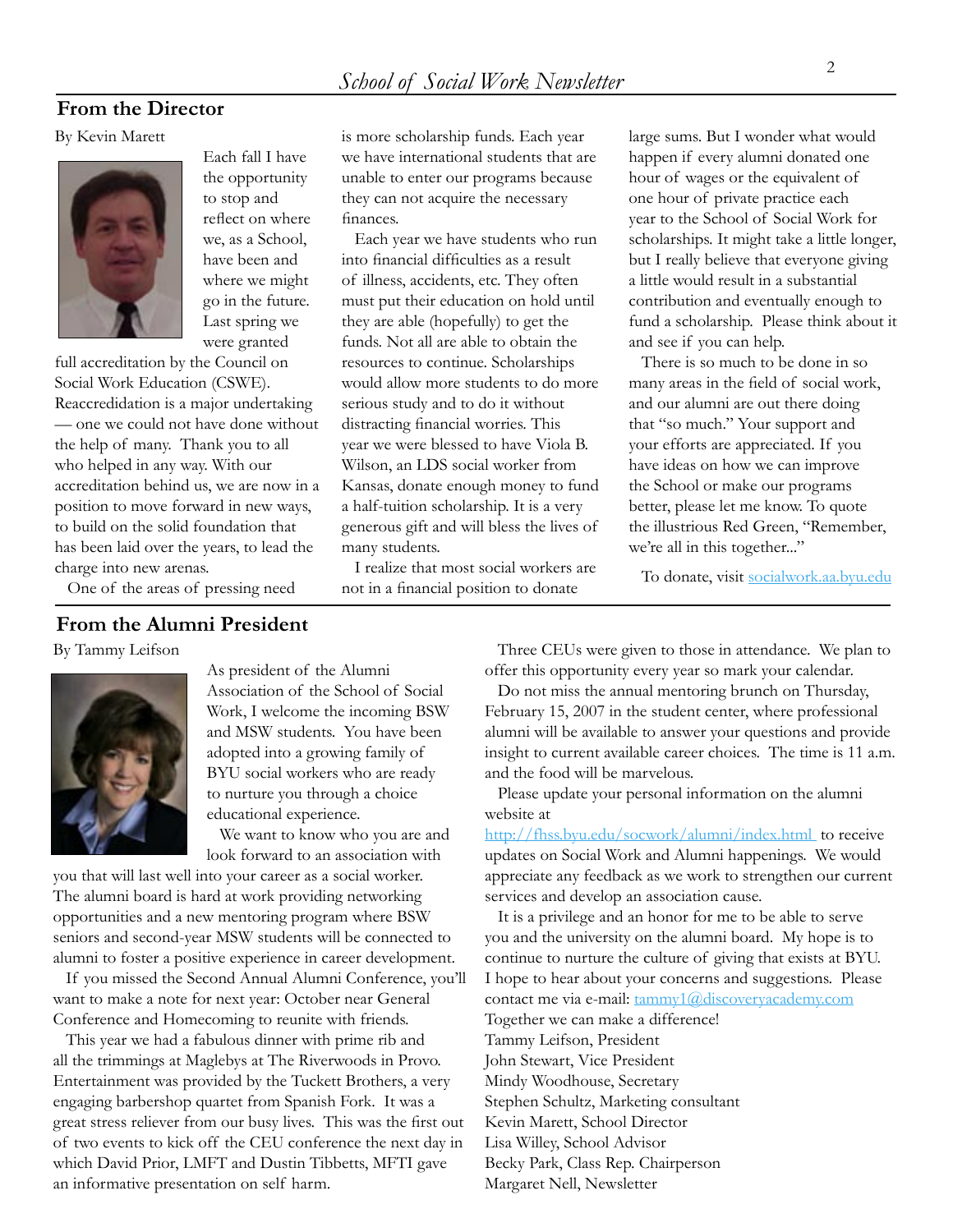## From the Director

By Kevin Marett

Each fall I have the opportunity to stop and reflect on where we, as a School, have been and where we might go in the future. Last spring we were granted full accreditation by the Council on Social Work Education (CSWE). Reaccredidation is a major undertaking — one we could not have done without the help of many. Thank you to all who helped in any way. With our accreditation behind us, we are now in a position to move forward in new ways, to build on the solid foundation that has been laid over the years, to lead the charge into new arenas.

One of the areas of pressing need is more scholarship funds. Each year we have international students that are unable to enter our programs because they can not acquire the necessary finances.

Each year we have students who run into financial difficulties as a result of illness, accidents, etc. They often must put their education on hold until they are able (hopefully) to get the funds. Not all are able to obtain the resources to continue. Scholarships would allow more students to do more serious study and to do it without distracting financial worries. This year we were blessed to have Viola B. Wilson, an LDS social worker from Kansas, donate enough money to fund a half-tuition scholarship. It is a very generous gift and will bless the lives of many students.

I realize that most social workers are not in a financial position to donate large sums. But I wonder what would happen if every alumni donated one hour of wages or the equivalent of one hour of private practice each year to the School of Social Work for scholarships. It might take a little longer, but I really believe that everyone giving a little would result in a substantial contribution and eventually enough to fund a scholarship. Please think about it and see if you can help.

There is so much to be done in so many areas in the field of social work, and our alumni are out there doing that "so much." Your support and your efforts are appreciated. If you have ideas on how we can improve the School or make our programs better, please let me know. To quote the illustrious Red Green, "Remember, we're all in this together..."

To donate, visit socialwork.aa.byu.edu

## From the Alumni President

By Tammy Leifson

As president of the Alumni Association of the School of Social Work, I welcome the incoming BSW and MSW students. You have been adopted into a growing family of BYU social workers who are ready to nurture you through a choice educational experience.

We want to know who you are and look forward to an association with you that will last well into your career as a social worker. The alumni board is hard at work providing networking opportunities and a new mentoring program where BSW seniors and second-year MSW students will be connected to alumni to foster a positive experience in career development.

If you missed the Second Annual Alumni Conference, you'll want to make a note for next year: October near General Conference and Homecoming to reunite with friends.

This year we had a fabulous dinner with prime rib and all the trimmings at Maglebys at The Riverwoods in Provo. Entertainment was provided by the Tuckett Brothers, a very engaging barbershop quartet from Spanish Fork. It was a great stress reliever from our busy lives. This was the first out of two events to kick off the CEU conference the next day in which David Prior, LMFT and Dustin Tibbetts, MFTI gave an informative presentation on self harm.

Three CEUs were given to those in attendance. We plan to offer this opportunity every year so mark your calendar.

Do not miss the annual mentoring brunch on Thursday, February 15, 2007 in the student center, where professional alumni will be available to answer your questions and provide insight to current available career choices. The time is 11 a.m. and the food will be marvelous.

Please update your personal information on the alumni website at http://fhss.byu.edu/socwork/alumni/index.html to receive updates on Social Work and Alumni happenings. We would appreciate any feedback as we work to strengthen our current services and develop an association cause.

It is a privilege and an honor for me to be able to serve you and the university on the alumni board. My hope is to continue to nurture the culture of giving that exists at BYU. I hope to hear about your concerns and suggestions. Please contact me via e-mail: tammy1@discoveryacademy.com

Together we can make a difference!

Tammy Leifson, President
John Stewart, Vice President
Mindy Woodhouse, Secretary
Stephen Schultz, Marketing consultant
Kevin Marett, School Director
Lisa Willey, School Advisor
Becky Park, Class Rep. Chairperson
Margaret Nell, Newsletter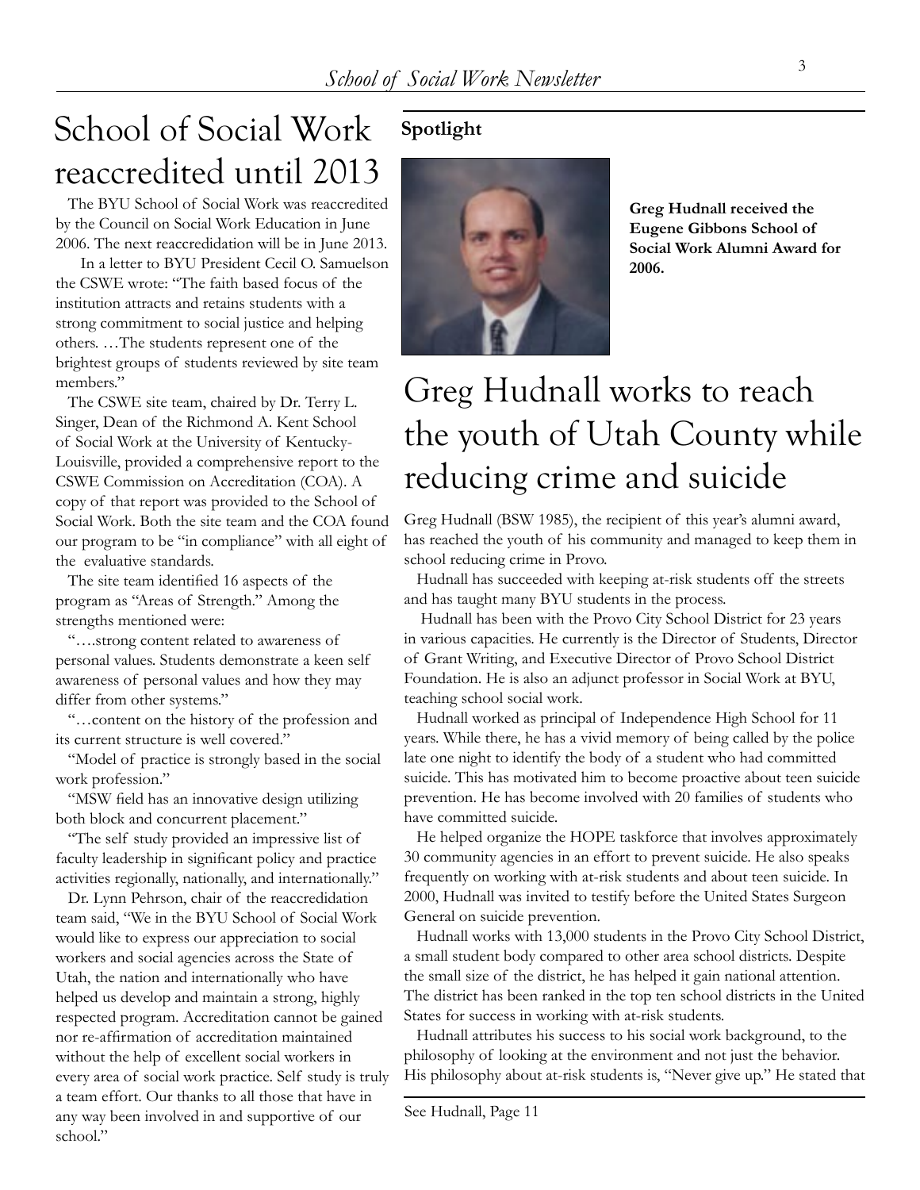# School of Social Work reaccredited until 2013

The BYU School of Social Work was reaccredited by the Council on Social Work Education in June 2006. The next reaccredidation will be in June 2013.

In a letter to BYU President Cecil O. Samuelson the CSWE wrote: "The faith based focus of the institution attracts and retains students with a strong commitment to social justice and helping others. …The students represent one of the brightest groups of students reviewed by site team members."

The CSWE site team, chaired by Dr. Terry L. Singer, Dean of the Richmond A. Kent School of Social Work at the University of Kentucky-Louisville, provided a comprehensive report to the CSWE Commission on Accreditation (COA). A copy of that report was provided to the School of Social Work. Both the site team and the COA found our program to be "in compliance" with all eight of the evaluative standards.

The site team identified 16 aspects of the program as "Areas of Strength." Among the strengths mentioned were:

"….strong content related to awareness of personal values. Students demonstrate a keen self awareness of personal values and how they may differ from other systems."

"…content on the history of the profession and its current structure is well covered."

"Model of practice is strongly based in the social work profession."

"MSW field has an innovative design utilizing both block and concurrent placement."

"The self study provided an impressive list of faculty leadership in significant policy and practice activities regionally, nationally, and internationally."

Dr. Lynn Pehrson, chair of the reaccredidation team said, "We in the BYU School of Social Work would like to express our appreciation to social workers and social agencies across the State of Utah, the nation and internationally who have helped us develop and maintain a strong, highly respected program. Accreditation cannot be gained nor re-affirmation of accreditation maintained without the help of excellent social workers in every area of social work practice. Self study is truly a team effort. Our thanks to all those that have in any way been involved in and supportive of our school."

**Spotlight**

**Greg Hudnall received the Eugene Gibbons School of Social Work Alumni Award for 2006.**

# Greg Hudnall works to reach the youth of Utah County while reducing crime and suicide

Greg Hudnall (BSW 1985), the recipient of this year's alumni award, has reached the youth of his community and managed to keep them in school reducing crime in Provo.

Hudnall has succeeded with keeping at-risk students off the streets and has taught many BYU students in the process.

Hudnall has been with the Provo City School District for 23 years in various capacities. He currently is the Director of Students, Director of Grant Writing, and Executive Director of Provo School District Foundation. He is also an adjunct professor in Social Work at BYU, teaching school social work.

Hudnall worked as principal of Independence High School for 11 years. While there, he has a vivid memory of being called by the police late one night to identify the body of a student who had committed suicide. This has motivated him to become proactive about teen suicide prevention. He has become involved with 20 families of students who have committed suicide.

He helped organize the HOPE taskforce that involves approximately 30 community agencies in an effort to prevent suicide. He also speaks frequently on working with at-risk students and about teen suicide. In 2000, Hudnall was invited to testify before the United States Surgeon General on suicide prevention.

Hudnall works with 13,000 students in the Provo City School District, a small student body compared to other area school districts. Despite the small size of the district, he has helped it gain national attention. The district has been ranked in the top ten school districts in the United States for success in working with at-risk students.

Hudnall attributes his success to his social work background, to the philosophy of looking at the environment and not just the behavior. His philosophy about at-risk students is, "Never give up." He stated that

See Hudnall, Page 11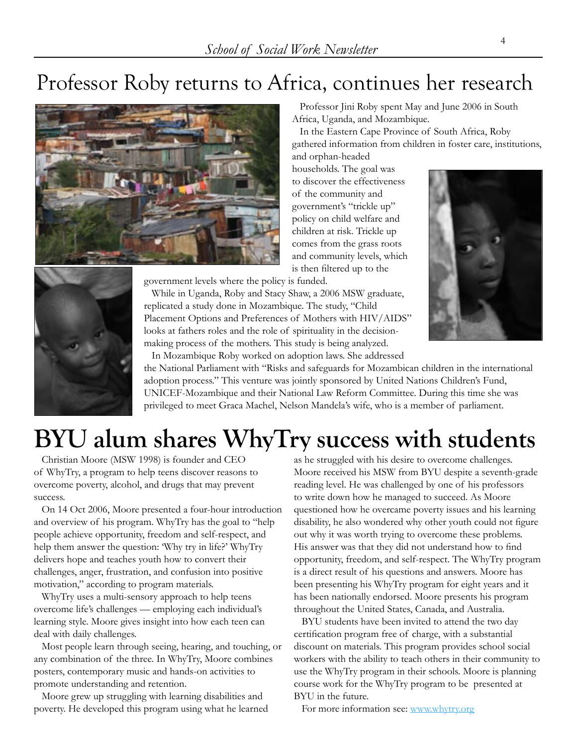# Professor Roby returns to Africa, continues her research

Professor Jini Roby spent May and June 2006 in South Africa, Uganda, and Mozambique.

In the Eastern Cape Province of South Africa, Roby gathered information from children in foster care, institutions, and orphan-headed households. The goal was to discover the effectiveness of the community and government's "trickle up" policy on child welfare and children at risk. Trickle up comes from the grass roots and community levels, which is then filtered up to the government levels where the policy is funded.

While in Uganda, Roby and Stacy Shaw, a 2006 MSW graduate, replicated a study done in Mozambique. The study, "Child Placement Options and Preferences of Mothers with HIV/AIDS" looks at fathers roles and the role of spirituality in the decision-making process of the mothers. This study is being analyzed.

In Mozambique Roby worked on adoption laws. She addressed the National Parliament with "Risks and safeguards for Mozambican children in the international adoption process." This venture was jointly sponsored by United Nations Children's Fund, UNICEF-Mozambique and their National Law Reform Committee. During this time she was privileged to meet Graca Machel, Nelson Mandela's wife, who is a member of parliament.

# BYU alum shares WhyTry success with students

Christian Moore (MSW 1998) is founder and CEO of WhyTry, a program to help teens discover reasons to overcome poverty, alcohol, and drugs that may prevent success.

On 14 Oct 2006, Moore presented a four-hour introduction and overview of his program. WhyTry has the goal to "help people achieve opportunity, freedom and self-respect, and help them answer the question: 'Why try in life?' WhyTry delivers hope and teaches youth how to convert their challenges, anger, frustration, and confusion into positive motivation," according to program materials.

WhyTry uses a multi-sensory approach to help teens overcome life's challenges — employing each individual's learning style. Moore gives insight into how each teen can deal with daily challenges.

Most people learn through seeing, hearing, and touching, or any combination of the three. In WhyTry, Moore combines posters, contemporary music and hands-on activities to promote understanding and retention.

Moore grew up struggling with learning disabilities and poverty. He developed this program using what he learned as he struggled with his desire to overcome challenges. Moore received his MSW from BYU despite a seventh-grade reading level. He was challenged by one of his professors to write down how he managed to succeed. As Moore questioned how he overcame poverty issues and his learning disability, he also wondered why other youth could not figure out why it was worth trying to overcome these problems. His answer was that they did not understand how to find opportunity, freedom, and self-respect. The WhyTry program is a direct result of his questions and answers. Moore has been presenting his WhyTry program for eight years and it has been nationally endorsed. Moore presents his program throughout the United States, Canada, and Australia.

BYU students have been invited to attend the two day certification program free of charge, with a substantial discount on materials. This program provides school social workers with the ability to teach others in their community to use the WhyTry program in their schools. Moore is planning course work for the WhyTry program to be presented at BYU in the future.

For more information see: [www.whytry.org](http://www.whytry.org)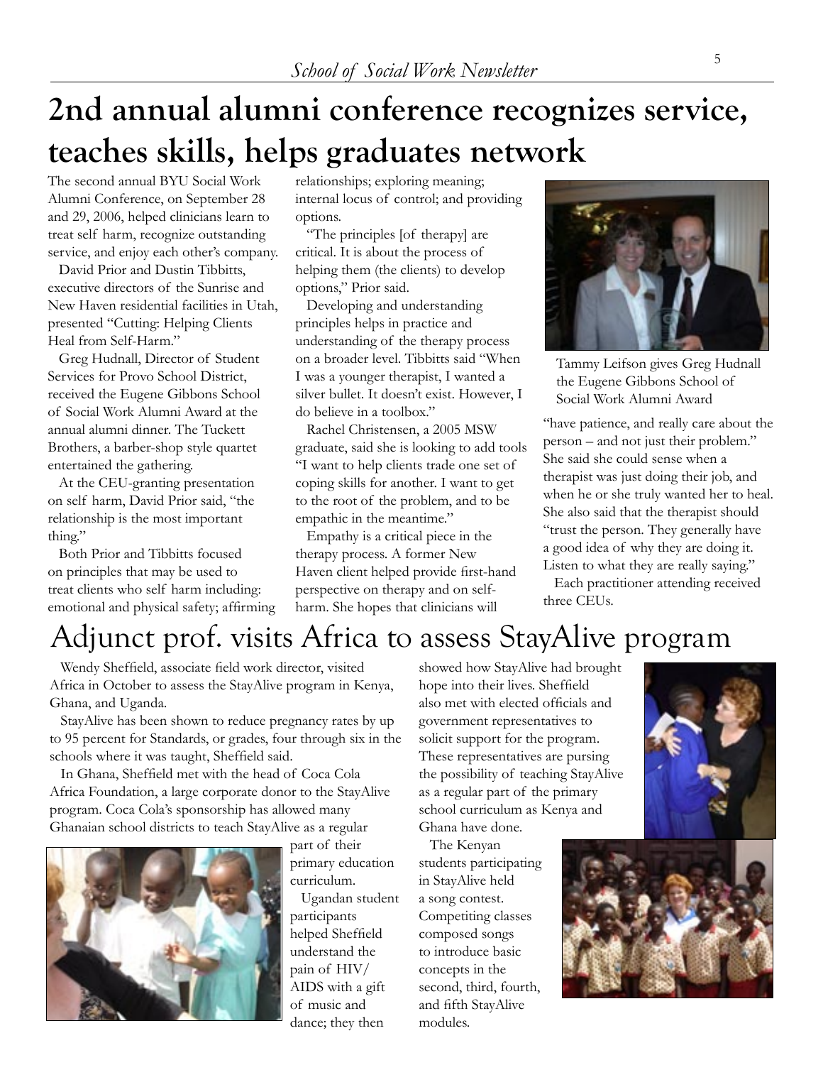# 2nd annual alumni conference recognizes service, teaches skills, helps graduates network

The second annual BYU Social Work Alumni Conference, on September 28 and 29, 2006, helped clinicians learn to treat self harm, recognize outstanding service, and enjoy each other's company.

David Prior and Dustin Tibbitts, executive directors of the Sunrise and New Haven residential facilities in Utah, presented "Cutting: Helping Clients Heal from Self-Harm."

Greg Hudnall, Director of Student Services for Provo School District, received the Eugene Gibbons School of Social Work Alumni Award at the annual alumni dinner. The Tuckett Brothers, a barber-shop style quartet entertained the gathering.

At the CEU-granting presentation on self harm, David Prior said, "the relationship is the most important thing."

Both Prior and Tibbitts focused on principles that may be used to treat clients who self harm including: emotional and physical safety; affirming relationships; exploring meaning; internal locus of control; and providing options.

"The principles [of therapy] are critical. It is about the process of helping them (the clients) to develop options," Prior said.

Developing and understanding principles helps in practice and understanding of the therapy process on a broader level. Tibbitts said "When I was a younger therapist, I wanted a silver bullet. It doesn't exist. However, I do believe in a toolbox."

Rachel Christensen, a 2005 MSW graduate, said she is looking to add tools "I want to help clients trade one set of coping skills for another. I want to get to the root of the problem, and to be empathic in the meantime."

Empathy is a critical piece in the therapy process. A former New Haven client helped provide first-hand perspective on therapy and on self-harm. She hopes that clinicians will "have patience, and really care about the person – and not just their problem." She said she could sense when a therapist was just doing their job, and when he or she truly wanted her to heal. She also said that the therapist should "trust the person. They generally have a good idea of why they are doing it. Listen to what they are really saying."

Each practitioner attending received three CEUs.

Tammy Leifson gives Greg Hudnall the Eugene Gibbons School of Social Work Alumni Award

# Adjunct prof. visits Africa to assess StayAlive program

Wendy Sheffield, associate field work director, visited Africa in October to assess the StayAlive program in Kenya, Ghana, and Uganda.

StayAlive has been shown to reduce pregnancy rates by up to 95 percent for Standards, or grades, four through six in the schools where it was taught, Sheffield said.

In Ghana, Sheffield met with the head of Coca Cola Africa Foundation, a large corporate donor to the StayAlive program. Coca Cola's sponsorship has allowed many Ghanaian school districts to teach StayAlive as a regular part of their primary education curriculum.

Ugandan student participants helped Sheffield understand the pain of HIV/AIDS with a gift of music and dance; they then showed how StayAlive had brought hope into their lives. Sheffield also met with elected officials and government representatives to solicit support for the program. These representatives are pursuing the possibility of teaching StayAlive as a regular part of the primary school curriculum as Kenya and Ghana have done.

The Kenyan students participating in StayAlive held a song contest. Competiting classes composed songs to introduce basic concepts in the second, third, fourth, and fifth StayAlive modules.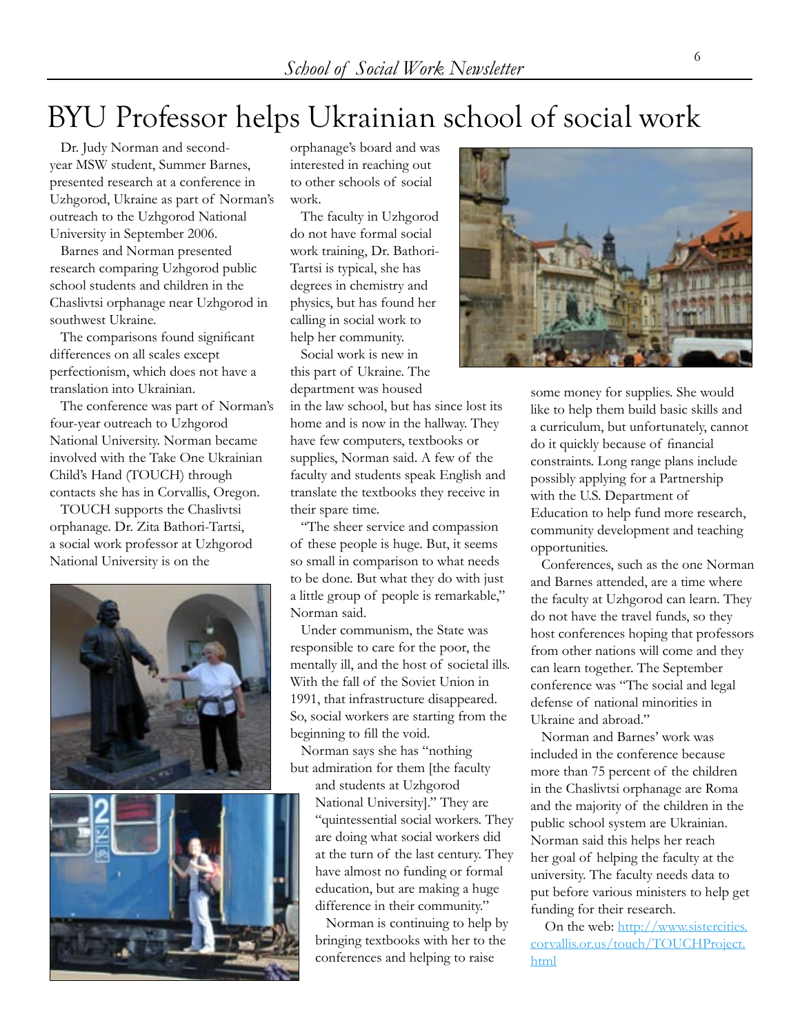# BYU Professor helps Ukrainian school of social work

Dr. Judy Norman and second-year MSW student, Summer Barnes, presented research at a conference in Uzhgorod, Ukraine as part of Norman's outreach to the Uzhgorod National University in September 2006.

Barnes and Norman presented research comparing Uzhgorod public school students and children in the Chaslivtsi orphanage near Uzhgorod in southwest Ukraine.

The comparisons found significant differences on all scales except perfectionism, which does not have a translation into Ukrainian.

The conference was part of Norman's four-year outreach to Uzhgorod National University. Norman became involved with the Take One Ukrainian Child's Hand (TOUCH) through contacts she has in Corvallis, Oregon.

TOUCH supports the Chaslivtsi orphanage. Dr. Zita Bathori-Tartsi, a social work professor at Uzhgorod National University is on the orphanage's board and was interested in reaching out to other schools of social work.

The faculty in Uzhgorod do not have formal social work training, Dr. Bathori-Tartsi is typical, she has degrees in chemistry and physics, but has found her calling in social work to help her community.

Social work is new in this part of Ukraine. The department was housed in the law school, but has since lost its home and is now in the hallway. They have few computers, textbooks or supplies, Norman said. A few of the faculty and students speak English and translate the textbooks they receive in their spare time.

"The sheer service and compassion of these people is huge. But, it seems so small in comparison to what needs to be done. But what they do with just a little group of people is remarkable," Norman said.

Under communism, the State was responsible to care for the poor, the mentally ill, and the host of societal ills. With the fall of the Soviet Union in 1991, that infrastructure disappeared. So, social workers are starting from the beginning to fill the void.

Norman says she has "nothing but admiration for them [the faculty and students at Uzhgorod National University]." They are "quintessential social workers. They are doing what social workers did at the turn of the last century. They have almost no funding or formal education, but are making a huge difference in their community."

Norman is continuing to help by bringing textbooks with her to the conferences and helping to raise some money for supplies. She would like to help them build basic skills and a curriculum, but unfortunately, cannot do it quickly because of financial constraints. Long range plans include possibly applying for a Partnership with the U.S. Department of Education to help fund more research, community development and teaching opportunities.

Conferences, such as the one Norman and Barnes attended, are a time where the faculty at Uzhgorod can learn. They do not have the travel funds, so they host conferences hoping that professors from other nations will come and they can learn together. The September conference was "The social and legal defense of national minorities in Ukraine and abroad."

Norman and Barnes' work was included in the conference because more than 75 percent of the children in the Chaslivtsi orphanage are Roma and the majority of the children in the public school system are Ukrainian. Norman said this helps her reach her goal of helping the faculty at the university. The faculty needs data to put before various ministers to help get funding for their research.

On the web: [http://www.sistercities.corvallis.or.us/touch/TOUCHProject.html](http://www.sistercities.corvallis.or.us/touch/TOUCHProject.html)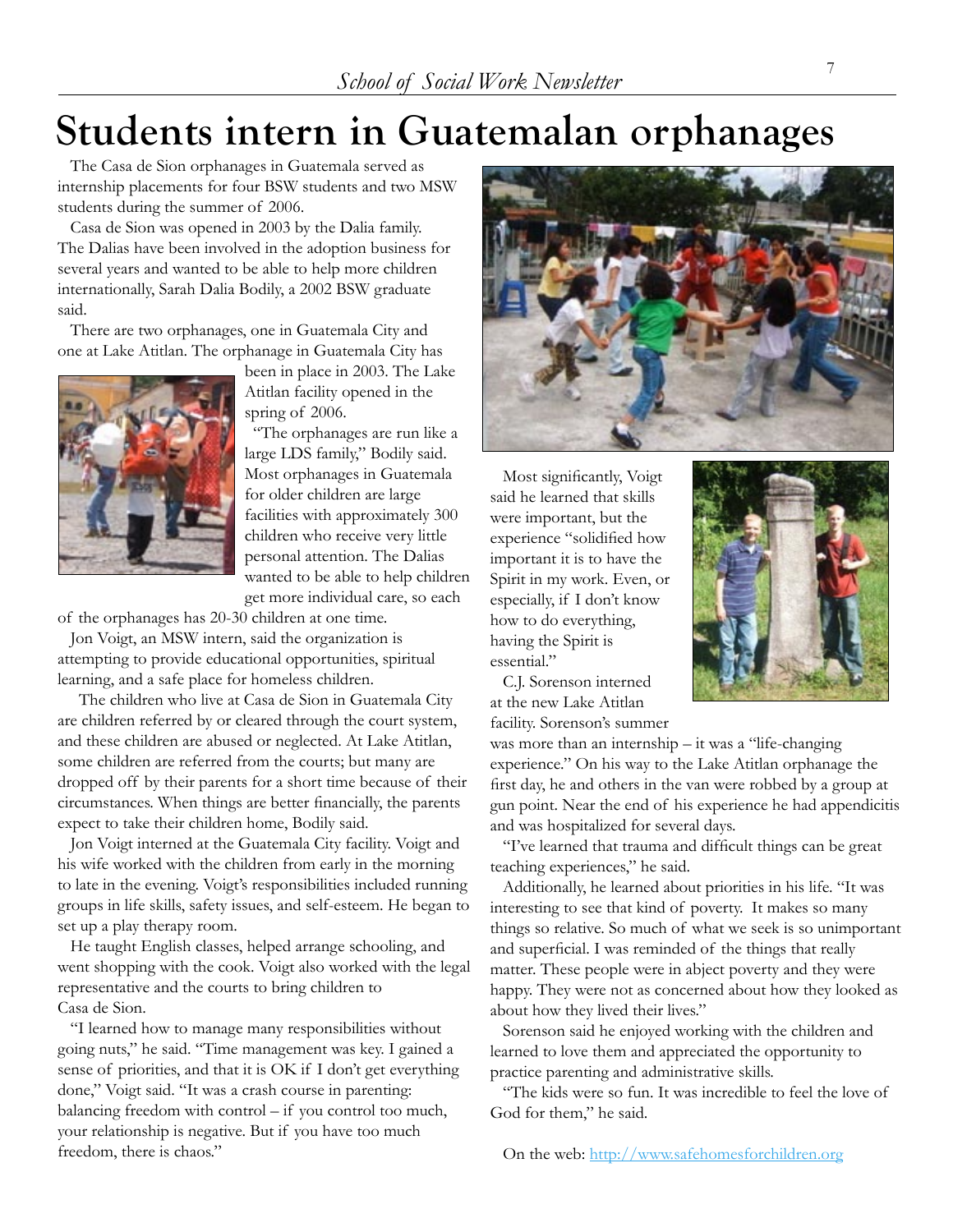# Students intern in Guatemalan orphanages

The Casa de Sion orphanages in Guatemala served as internship placements for four BSW students and two MSW students during the summer of 2006.

Casa de Sion was opened in 2003 by the Dalia family. The Dalias have been involved in the adoption business for several years and wanted to be able to help more children internationally, Sarah Dalia Bodily, a 2002 BSW graduate said.

There are two orphanages, one in Guatemala City and one at Lake Atitlan. The orphanage in Guatemala City has been in place in 2003. The Lake Atitlan facility opened in the spring of 2006.

"The orphanages are run like a large LDS family," Bodily said. Most orphanages in Guatemala for older children are large facilities with approximately 300 children who receive very little personal attention. The Dalias wanted to be able to help children get more individual care, so each of the orphanages has 20-30 children at one time.

Jon Voigt, an MSW intern, said the organization is attempting to provide educational opportunities, spiritual learning, and a safe place for homeless children.

The children who live at Casa de Sion in Guatemala City are children referred by or cleared through the court system, and these children are abused or neglected. At Lake Atitlan, some children are referred from the courts; but many are dropped off by their parents for a short time because of their circumstances. When things are better financially, the parents expect to take their children home, Bodily said.

Jon Voigt interned at the Guatemala City facility. Voigt and his wife worked with the children from early in the morning to late in the evening. Voigt's responsibilities included running groups in life skills, safety issues, and self-esteem. He began to set up a play therapy room.

He taught English classes, helped arrange schooling, and went shopping with the cook. Voigt also worked with the legal representative and the courts to bring children to Casa de Sion.

"I learned how to manage many responsibilities without going nuts," he said. "Time management was key. I gained a sense of priorities, and that it is OK if I don't get everything done," Voigt said. "It was a crash course in parenting: balancing freedom with control – if you control too much, your relationship is negative. But if you have too much freedom, there is chaos."

Most significantly, Voigt said he learned that skills were important, but the experience "solidified how important it is to have the Spirit in my work. Even, or especially, if I don't know how to do everything, having the Spirit is essential."

C.J. Sorenson interned at the new Lake Atitlan facility. Sorenson's summer was more than an internship – it was a "life-changing experience." On his way to the Lake Atitlan orphanage the first day, he and others in the van were robbed by a group at gun point. Near the end of his experience he had appendicitis and was hospitalized for several days.

"I've learned that trauma and difficult things can be great teaching experiences," he said.

Additionally, he learned about priorities in his life. "It was interesting to see that kind of poverty. It makes so many things so relative. So much of what we seek is so unimportant and superficial. I was reminded of the things that really matter. These people were in abject poverty and they were happy. They were not as concerned about how they looked as about how they lived their lives."

Sorenson said he enjoyed working with the children and learned to love them and appreciated the opportunity to practice parenting and administrative skills.

"The kids were so fun. It was incredible to feel the love of God for them," he said.

On the web: http://www.safehomesforchildren.org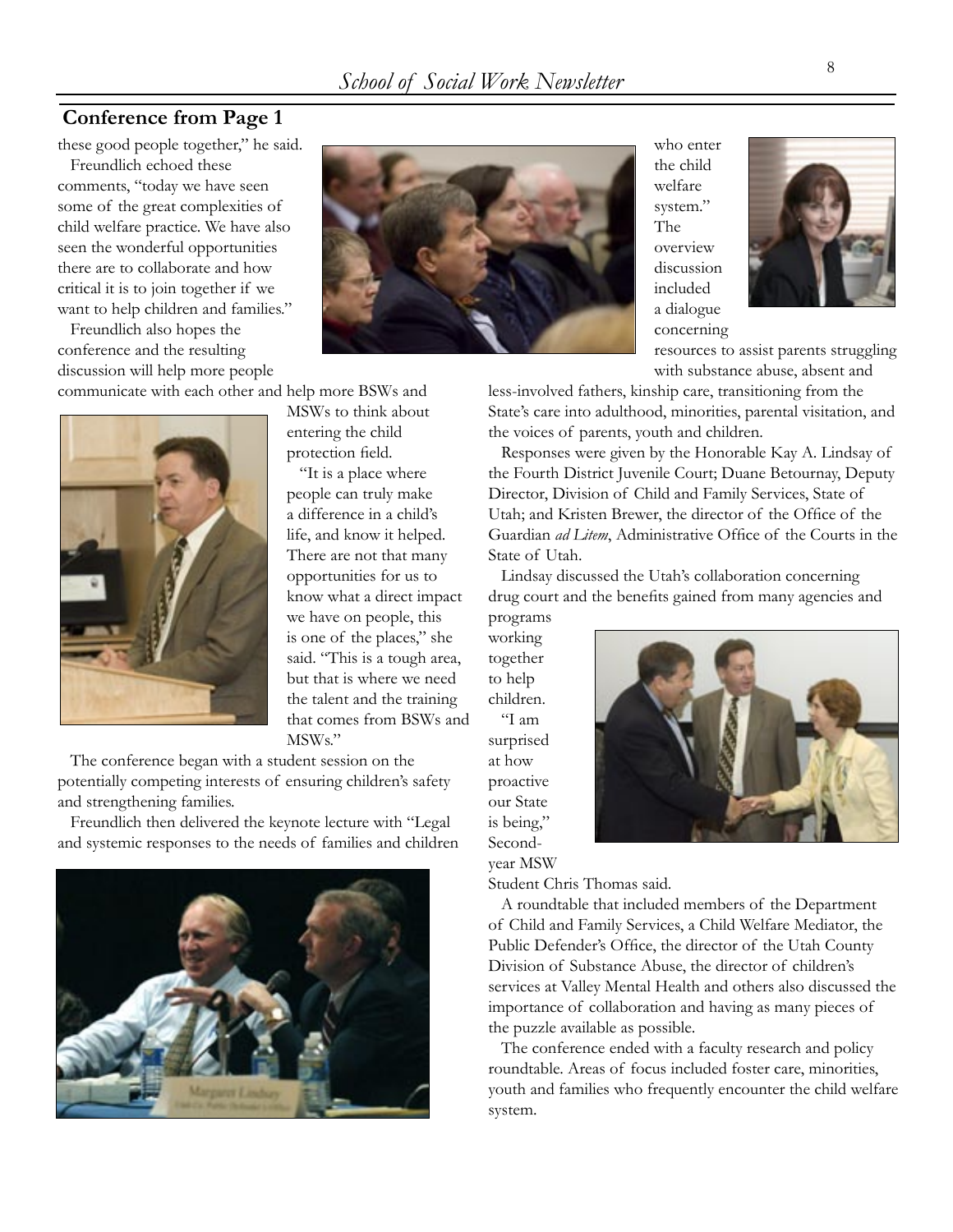## Conference from Page 1

these good people together," he said.

Freundlich echoed these comments, "today we have seen some of the great complexities of child welfare practice. We have also seen the wonderful opportunities there are to collaborate and how critical it is to join together if we want to help children and families."

Freundlich also hopes the conference and the resulting discussion will help more people communicate with each other and help more BSWs and MSWs to think about entering the child protection field.

"It is a place where people can truly make a difference in a child's life, and know it helped. There are not that many opportunities for us to know what a direct impact we have on people, this is one of the places," she said. "This is a tough area, but that is where we need the talent and the training that comes from BSWs and MSWs."

The conference began with a student session on the potentially competing interests of ensuring children's safety and strengthening families.

Freundlich then delivered the keynote lecture with "Legal and systemic responses to the needs of families and children who enter the child welfare system." The overview discussion included a dialogue concerning resources to assist parents struggling with substance abuse, absent and less-involved fathers, kinship care, transitioning from the State's care into adulthood, minorities, parental visitation, and the voices of parents, youth and children.

Responses were given by the Honorable Kay A. Lindsay of the Fourth District Juvenile Court; Duane Betournay, Deputy Director, Division of Child and Family Services, State of Utah; and Kristen Brewer, the director of the Office of the Guardian *ad Litem*, Administrative Office of the Courts in the State of Utah.

Lindsay discussed the Utah's collaboration concerning drug court and the benefits gained from many agencies and programs working together to help children.

"I am surprised at how proactive our State is being," Second-year MSW Student Chris Thomas said.

A roundtable that included members of the Department of Child and Family Services, a Child Welfare Mediator, the Public Defender's Office, the director of the Utah County Division of Substance Abuse, the director of children's services at Valley Mental Health and others also discussed the importance of collaboration and having as many pieces of the puzzle available as possible.

The conference ended with a faculty research and policy roundtable. Areas of focus included foster care, minorities, youth and families who frequently encounter the child welfare system.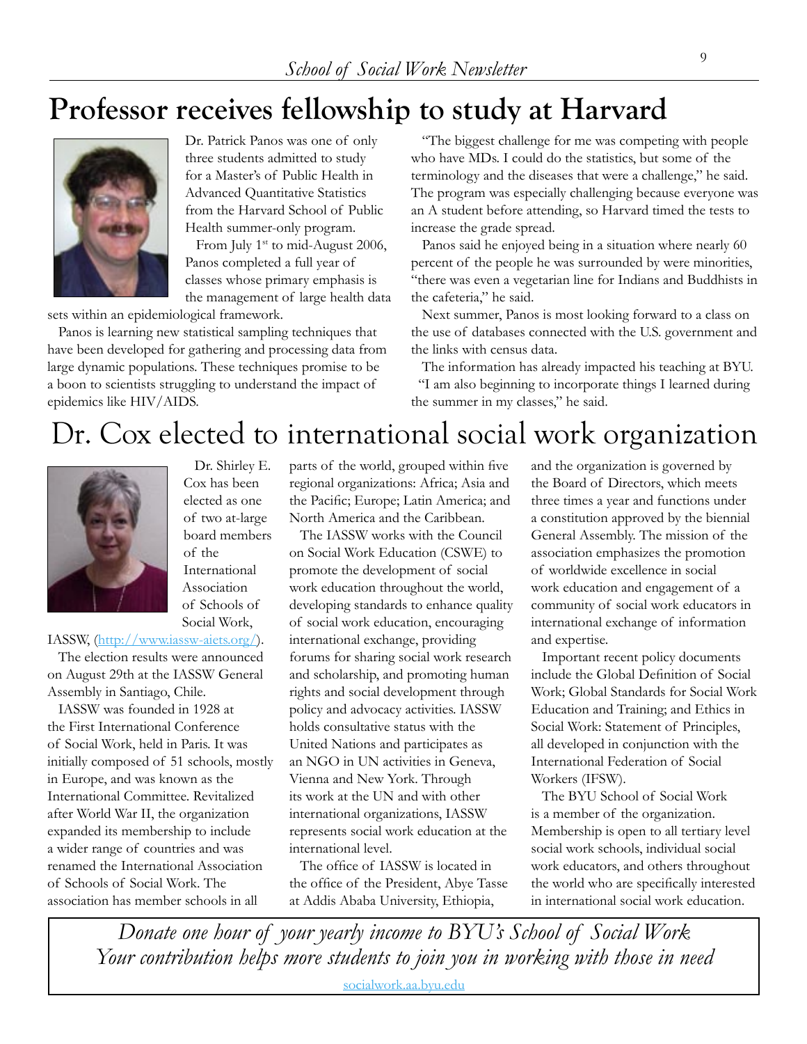# Professor receives fellowship to study at Harvard

Dr. Patrick Panos was one of only three students admitted to study for a Master's of Public Health in Advanced Quantitative Statistics from the Harvard School of Public Health summer-only program.

From July 1st to mid-August 2006, Panos completed a full year of classes whose primary emphasis is the management of large health data sets within an epidemiological framework.

Panos is learning new statistical sampling techniques that have been developed for gathering and processing data from large dynamic populations. These techniques promise to be a boon to scientists struggling to understand the impact of epidemics like HIV/AIDS.

"The biggest challenge for me was competing with people who have MDs. I could do the statistics, but some of the terminology and the diseases that were a challenge," he said. The program was especially challenging because everyone was an A student before attending, so Harvard timed the tests to increase the grade spread.

Panos said he enjoyed being in a situation where nearly 60 percent of the people he was surrounded by were minorities, "there was even a vegetarian line for Indians and Buddhists in the cafeteria," he said.

Next summer, Panos is most looking forward to a class on the use of databases connected with the U.S. government and the links with census data.

The information has already impacted his teaching at BYU. "I am also beginning to incorporate things I learned during the summer in my classes," he said.

# Dr. Cox elected to international social work organization

Dr. Shirley E. Cox has been elected as one of two at-large board members of the International Association of Schools of Social Work, IASSW, (http://www.iassw-aiets.org/).

The election results were announced on August 29th at the IASSW General Assembly in Santiago, Chile.

IASSW was founded in 1928 at the First International Conference of Social Work, held in Paris. It was initially composed of 51 schools, mostly in Europe, and was known as the International Committee. Revitalized after World War II, the organization expanded its membership to include a wider range of countries and was renamed the International Association of Schools of Social Work. The association has member schools in all parts of the world, grouped within five regional organizations: Africa; Asia and the Pacific; Europe; Latin America; and North America and the Caribbean.

The IASSW works with the Council on Social Work Education (CSWE) to promote the development of social work education throughout the world, developing standards to enhance quality of social work education, encouraging international exchange, providing forums for sharing social work research and scholarship, and promoting human rights and social development through policy and advocacy activities. IASSW holds consultative status with the United Nations and participates as an NGO in UN activities in Geneva, Vienna and New York. Through its work at the UN and with other international organizations, IASSW represents social work education at the international level.

The office of IASSW is located in the office of the President, Abye Tasse at Addis Ababa University, Ethiopia, and the organization is governed by the Board of Directors, which meets three times a year and functions under a constitution approved by the biennial General Assembly. The mission of the association emphasizes the promotion of worldwide excellence in social work education and engagement of a community of social work educators in international exchange of information and expertise.

Important recent policy documents include the Global Definition of Social Work; Global Standards for Social Work Education and Training; and Ethics in Social Work: Statement of Principles, all developed in conjunction with the International Federation of Social Workers (IFSW).

The BYU School of Social Work is a member of the organization. Membership is open to all tertiary level social work schools, individual social work educators, and others throughout the world who are specifically interested in international social work education.

*Donate one hour of your yearly income to BYU's School of Social Work*
*Your contribution helps more students to join you in working with those in need*

socialwork.aa.byu.edu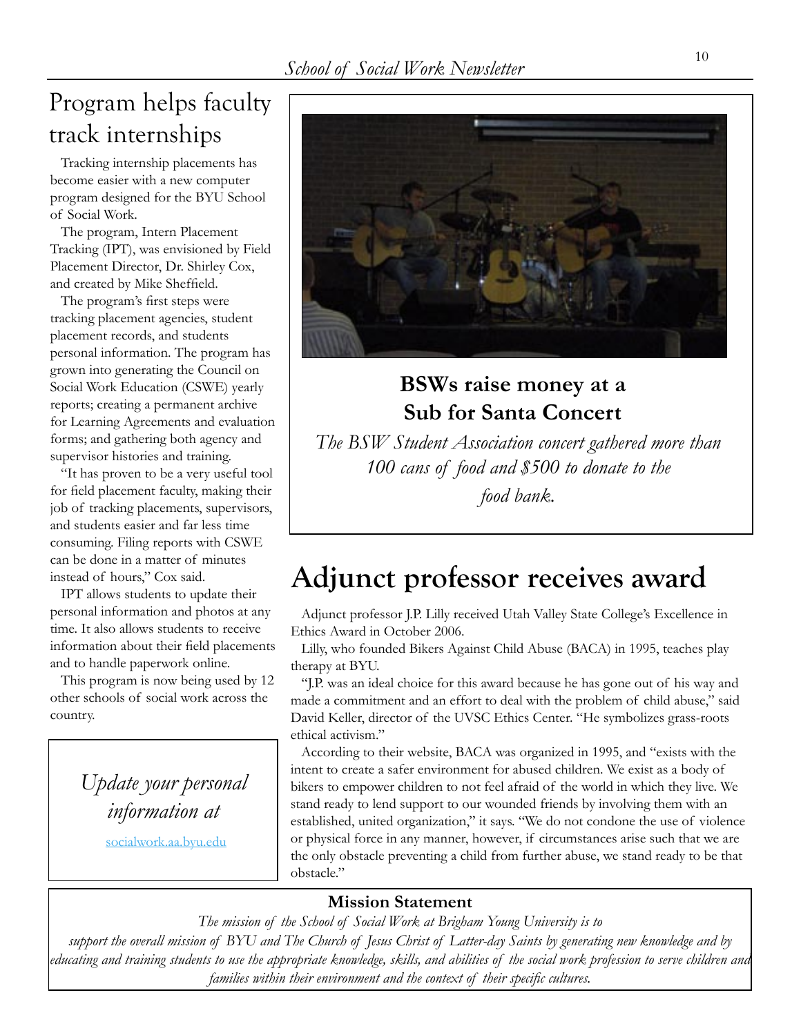## Program helps faculty track internships

Tracking internship placements has become easier with a new computer program designed for the BYU School of Social Work.

The program, Intern Placement Tracking (IPT), was envisioned by Field Placement Director, Dr. Shirley Cox, and created by Mike Sheffield.

The program's first steps were tracking placement agencies, student placement records, and students personal information. The program has grown into generating the Council on Social Work Education (CSWE) yearly reports; creating a permanent archive for Learning Agreements and evaluation forms; and gathering both agency and supervisor histories and training.

"It has proven to be a very useful tool for field placement faculty, making their job of tracking placements, supervisors, and students easier and far less time consuming. Filing reports with CSWE can be done in a matter of minutes instead of hours," Cox said.

IPT allows students to update their personal information and photos at any time. It also allows students to receive information about their field placements and to handle paperwork online.

This program is now being used by 12 other schools of social work across the country.

*Update your personal information at*

socialwork.aa.byu.edu

**BSWs raise money at a Sub for Santa Concert**

*The BSW Student Association concert gathered more than 100 cans of food and $500 to donate to the food bank.*

## Adjunct professor receives award

Adjunct professor J.P. Lilly received Utah Valley State College's Excellence in Ethics Award in October 2006.

Lilly, who founded Bikers Against Child Abuse (BACA) in 1995, teaches play therapy at BYU.

"J.P. was an ideal choice for this award because he has gone out of his way and made a commitment and an effort to deal with the problem of child abuse," said David Keller, director of the UVSC Ethics Center. "He symbolizes grass-roots ethical activism."

According to their website, BACA was organized in 1995, and "exists with the intent to create a safer environment for abused children. We exist as a body of bikers to empower children to not feel afraid of the world in which they live. We stand ready to lend support to our wounded friends by involving them with an established, united organization," it says. "We do not condone the use of violence or physical force in any manner, however, if circumstances arise such that we are the only obstacle preventing a child from further abuse, we stand ready to be that obstacle."

**Mission Statement**

*The mission of the School of Social Work at Brigham Young University is to support the overall mission of BYU and The Church of Jesus Christ of Latter-day Saints by generating new knowledge and by educating and training students to use the appropriate knowledge, skills, and abilities of the social work profession to serve children and families within their environment and the context of their specific cultures.*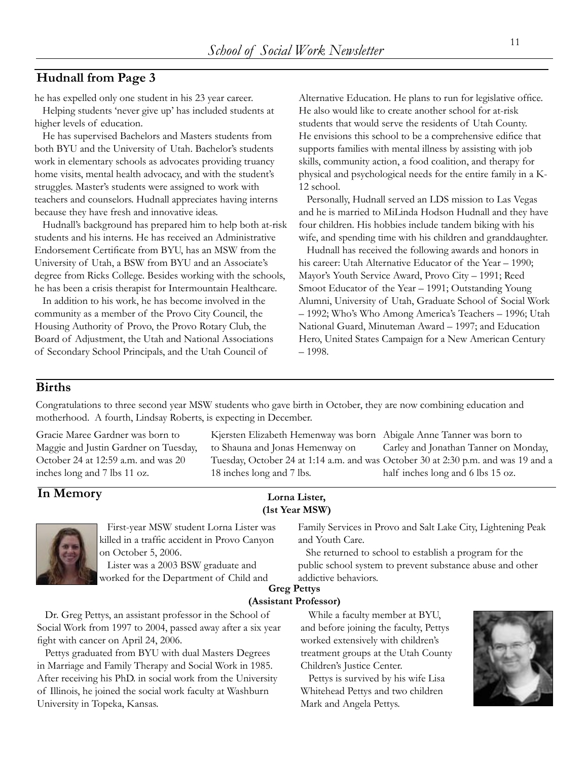## Hudnall from Page 3

he has expelled only one student in his 23 year career.

Helping students 'never give up' has included students at higher levels of education.

He has supervised Bachelors and Masters students from both BYU and the University of Utah. Bachelor's students work in elementary schools as advocates providing truancy home visits, mental health advocacy, and with the student's struggles. Master's students were assigned to work with teachers and counselors. Hudnall appreciates having interns because they have fresh and innovative ideas.

Hudnall's background has prepared him to help both at-risk students and his interns. He has received an Administrative Endorsement Certificate from BYU, has an MSW from the University of Utah, a BSW from BYU and an Associate's degree from Ricks College. Besides working with the schools, he has been a crisis therapist for Intermountain Healthcare.

In addition to his work, he has become involved in the community as a member of the Provo City Council, the Housing Authority of Provo, the Provo Rotary Club, the Board of Adjustment, the Utah and National Associations of Secondary School Principals, and the Utah Council of Alternative Education. He plans to run for legislative office. He also would like to create another school for at-risk students that would serve the residents of Utah County. He envisions this school to be a comprehensive edifice that supports families with mental illness by assisting with job skills, community action, a food coalition, and therapy for physical and psychological needs for the entire family in a K-12 school.

Personally, Hudnall served an LDS mission to Las Vegas and he is married to MiLinda Hodson Hudnall and they have four children. His hobbies include tandem biking with his wife, and spending time with his children and granddaughter.

Hudnall has received the following awards and honors in his career: Utah Alternative Educator of the Year – 1990; Mayor's Youth Service Award, Provo City – 1991; Reed Smoot Educator of the Year – 1991; Outstanding Young Alumni, University of Utah, Graduate School of Social Work – 1992; Who's Who Among America's Teachers – 1996; Utah National Guard, Minuteman Award – 1997; and Education Hero, United States Campaign for a New American Century – 1998.

## Births

Congratulations to three second year MSW students who gave birth in October, they are now combining education and motherhood. A fourth, Lindsay Roberts, is expecting in December.

Gracie Maree Gardner was born to Maggie and Justin Gardner on Tuesday, October 24 at 12:59 a.m. and was 20 inches long and 7 lbs 11 oz.

Kjersten Elizabeth Hemenway was born to Shauna and Jonas Hemenway on Tuesday, October 24 at 1:14 a.m. and was 18 inches long and 7 lbs.

Abigale Anne Tanner was born to Carley and Jonathan Tanner on Monday, October 30 at 2:30 p.m. and was 19 and a half inches long and 6 lbs 15 oz.

## In Memory

**Lorna Lister, (1st Year MSW)**

First-year MSW student Lorna Lister was killed in a traffic accident in Provo Canyon on October 5, 2006.

Lister was a 2003 BSW graduate and worked for the Department of Child and Family Services in Provo and Salt Lake City, Lightening Peak and Youth Care.

She returned to school to establish a program for the public school system to prevent substance abuse and other addictive behaviors.

**Greg Pettys (Assistant Professor)**

Dr. Greg Pettys, an assistant professor in the School of Social Work from 1997 to 2004, passed away after a six year fight with cancer on April 24, 2006.

Pettys graduated from BYU with dual Masters Degrees in Marriage and Family Therapy and Social Work in 1985. After receiving his PhD. in social work from the University of Illinois, he joined the social work faculty at Washburn University in Topeka, Kansas.

While a faculty member at BYU, and before joining the faculty, Pettys worked extensively with children's treatment groups at the Utah County Children's Justice Center.

Pettys is survived by his wife Lisa Whitehead Pettys and two children Mark and Angela Pettys.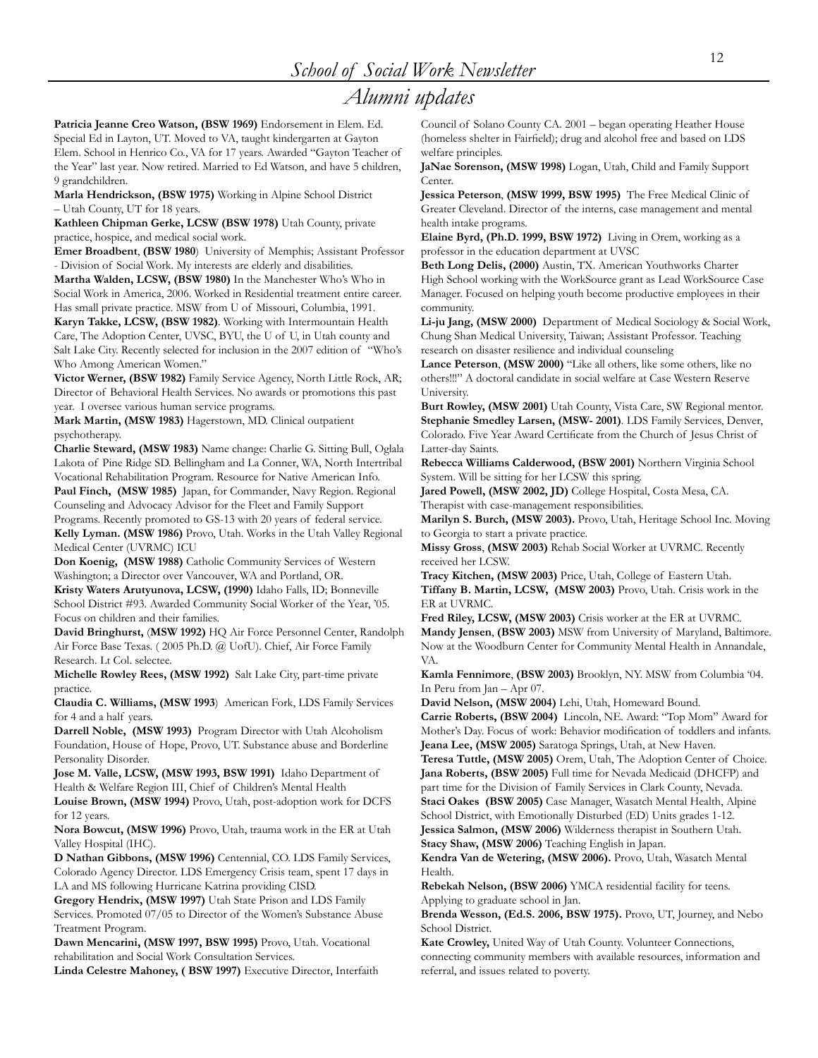## Alumni updates

**Patricia Jeanne Creo Watson, (BSW 1969)** Endorsement in Elem. Ed. Special Ed in Layton, UT. Moved to VA, taught kindergarten at Gayton Elem. School in Henrico Co., VA for 17 years. Awarded "Gayton Teacher of the Year" last year. Now retired. Married to Ed Watson, and have 5 children, 9 grandchildren.

**Marla Hendrickson, (BSW 1975)** Working in Alpine School District – Utah County, UT for 18 years.

**Kathleen Chipman Gerke, LCSW (BSW 1978)** Utah County, private practice, hospice, and medical social work.

**Emer Broadbent**, **(BSW 1980**) University of Memphis; Assistant Professor - Division of Social Work. My interests are elderly and disabilities.

**Martha Walden, LCSW, (BSW 1980)** In the Manchester Who's Who in Social Work in America, 2006. Worked in Residential treatment entire career. Has small private practice. MSW from U of Missouri, Columbia, 1991.

**Karyn Takke, LCSW, (BSW 1982)**. Working with Intermountain Health Care, The Adoption Center, UVSC, BYU, the U of U, in Utah county and Salt Lake City. Recently selected for inclusion in the 2007 edition of "Who's Who Among American Women."

**Victor Werner, (BSW 1982)** Family Service Agency, North Little Rock, AR; Director of Behavioral Health Services. No awards or promotions this past year. I oversee various human service programs.

**Mark Martin, (MSW 1983)** Hagerstown, MD. Clinical outpatient psychotherapy.

**Charlie Steward, (MSW 1983)** Name change: Charlie G. Sitting Bull, Oglala Lakota of Pine Ridge SD. Bellingham and La Conner, WA, North Intertribal Vocational Rehabilitation Program. Resource for Native American Info.

**Paul Finch, (MSW 1985)** Japan, for Commander, Navy Region. Regional Counseling and Advocacy Advisor for the Fleet and Family Support Programs. Recently promoted to GS-13 with 20 years of federal service.

**Kelly Lyman. (MSW 1986)** Provo, Utah. Works in the Utah Valley Regional Medical Center (UVRMC) ICU

**Don Koenig, (MSW 1988)** Catholic Community Services of Western Washington; a Director over Vancouver, WA and Portland, OR.

**Kristy Waters Arutyunova, LCSW, (1990)** Idaho Falls, ID; Bonneville School District #93. Awarded Community Social Worker of the Year, '05. Focus on children and their families.

**David Bringhurst,** (**MSW 1992)** HQ Air Force Personnel Center, Randolph Air Force Base Texas. ( 2005 Ph.D. @ UofU). Chief, Air Force Family Research. Lt Col. selectee.

**Michelle Rowley Rees, (MSW 1992)** Salt Lake City, part-time private practice.

**Claudia C. Williams, (MSW 1993**) American Fork, LDS Family Services for 4 and a half years.

**Darrell Noble, (MSW 1993)** Program Director with Utah Alcoholism Foundation, House of Hope, Provo, UT. Substance abuse and Borderline Personality Disorder.

**Jose M. Valle, LCSW, (MSW 1993, BSW 1991)** Idaho Department of Health & Welfare Region III, Chief of Children's Mental Health

**Louise Brown, (MSW 1994)** Provo, Utah, post-adoption work for DCFS for 12 years.

**Nora Bowcut, (MSW 1996)** Provo, Utah, trauma work in the ER at Utah Valley Hospital (IHC).

**D Nathan Gibbons, (MSW 1996)** Centennial, CO. LDS Family Services, Colorado Agency Director. LDS Emergency Crisis team, spent 17 days in LA and MS following Hurricane Katrina providing CISD.

**Gregory Hendrix, (MSW 1997)** Utah State Prison and LDS Family Services. Promoted 07/05 to Director of the Women's Substance Abuse Treatment Program.

**Dawn Mencarini, (MSW 1997, BSW 1995)** Provo, Utah. Vocational rehabilitation and Social Work Consultation Services.

**Linda Celestre Mahoney, ( BSW 1997)** Executive Director, Interfaith Council of Solano County CA. 2001 – began operating Heather House (homeless shelter in Fairfield); drug and alcohol free and based on LDS welfare principles.

**JaNae Sorenson, (MSW 1998)** Logan, Utah, Child and Family Support Center.

**Jessica Peterson**, **(MSW 1999, BSW 1995)** The Free Medical Clinic of Greater Cleveland. Director of the interns, case management and mental health intake programs.

**Elaine Byrd, (Ph.D. 1999, BSW 1972)** Living in Orem, working as a professor in the education department at UVSC

**Beth Long Delis, (2000)** Austin, TX. American Youthworks Charter High School working with the WorkSource grant as Lead WorkSource Case Manager. Focused on helping youth become productive employees in their community.

**Li-ju Jang, (MSW 2000)** Department of Medical Sociology & Social Work, Chung Shan Medical University, Taiwan; Assistant Professor. Teaching research on disaster resilience and individual counseling

**Lance Peterson**, **(MSW 2000)** "Like all others, like some others, like no others!!!" A doctoral candidate in social welfare at Case Western Reserve University.

**Burt Rowley, (MSW 2001)** Utah County, Vista Care, SW Regional mentor.

**Stephanie Smedley Larsen, (MSW- 2001)**. LDS Family Services, Denver, Colorado. Five Year Award Certificate from the Church of Jesus Christ of Latter-day Saints.

**Rebecca Williams Calderwood, (BSW 2001)** Northern Virginia School System. Will be sitting for her LCSW this spring.

**Jared Powell, (MSW 2002, JD)** College Hospital, Costa Mesa, CA. Therapist with case-management responsibilities.

**Marilyn S. Burch, (MSW 2003).** Provo, Utah, Heritage School Inc. Moving to Georgia to start a private practice.

**Missy Gross**, **(MSW 2003)** Rehab Social Worker at UVRMC. Recently received her LCSW.

**Tracy Kitchen, (MSW 2003)** Price, Utah, College of Eastern Utah.

**Tiffany B. Martin, LCSW, (MSW 2003)** Provo, Utah. Crisis work in the ER at UVRMC.

**Fred Riley, LCSW, (MSW 2003)** Crisis worker at the ER at UVRMC.

**Mandy Jensen**, **(BSW 2003)** MSW from University of Maryland, Baltimore. Now at the Woodburn Center for Community Mental Health in Annandale, VA.

**Kamla Fennimore**, **(BSW 2003)** Brooklyn, NY. MSW from Columbia '04. In Peru from Jan – Apr 07.

**David Nelson, (MSW 2004)** Lehi, Utah, Homeward Bound.

**Carrie Roberts, (BSW 2004)** Lincoln, NE. Award: "Top Mom" Award for Mother's Day. Focus of work: Behavior modification of toddlers and infants.

**Jeana Lee, (MSW 2005)** Saratoga Springs, Utah, at New Haven.

**Teresa Tuttle, (MSW 2005)** Orem, Utah, The Adoption Center of Choice.

**Jana Roberts, (BSW 2005)** Full time for Nevada Medicaid (DHCFP) and part time for the Division of Family Services in Clark County, Nevada.

**Staci Oakes (BSW 2005)** Case Manager, Wasatch Mental Health, Alpine School District, with Emotionally Disturbed (ED) Units grades 1-12.

**Jessica Salmon, (MSW 2006)** Wilderness therapist in Southern Utah.

**Stacy Shaw, (MSW 2006)** Teaching English in Japan.

**Kendra Van de Wetering, (MSW 2006).** Provo, Utah, Wasatch Mental Health.

**Rebekah Nelson, (BSW 2006)** YMCA residential facility for teens. Applying to graduate school in Jan.

**Brenda Wesson, (Ed.S. 2006, BSW 1975).** Provo, UT, Journey, and Nebo School District.

**Kate Crowley,** United Way of Utah County. Volunteer Connections, connecting community members with available resources, information and referral, and issues related to poverty.